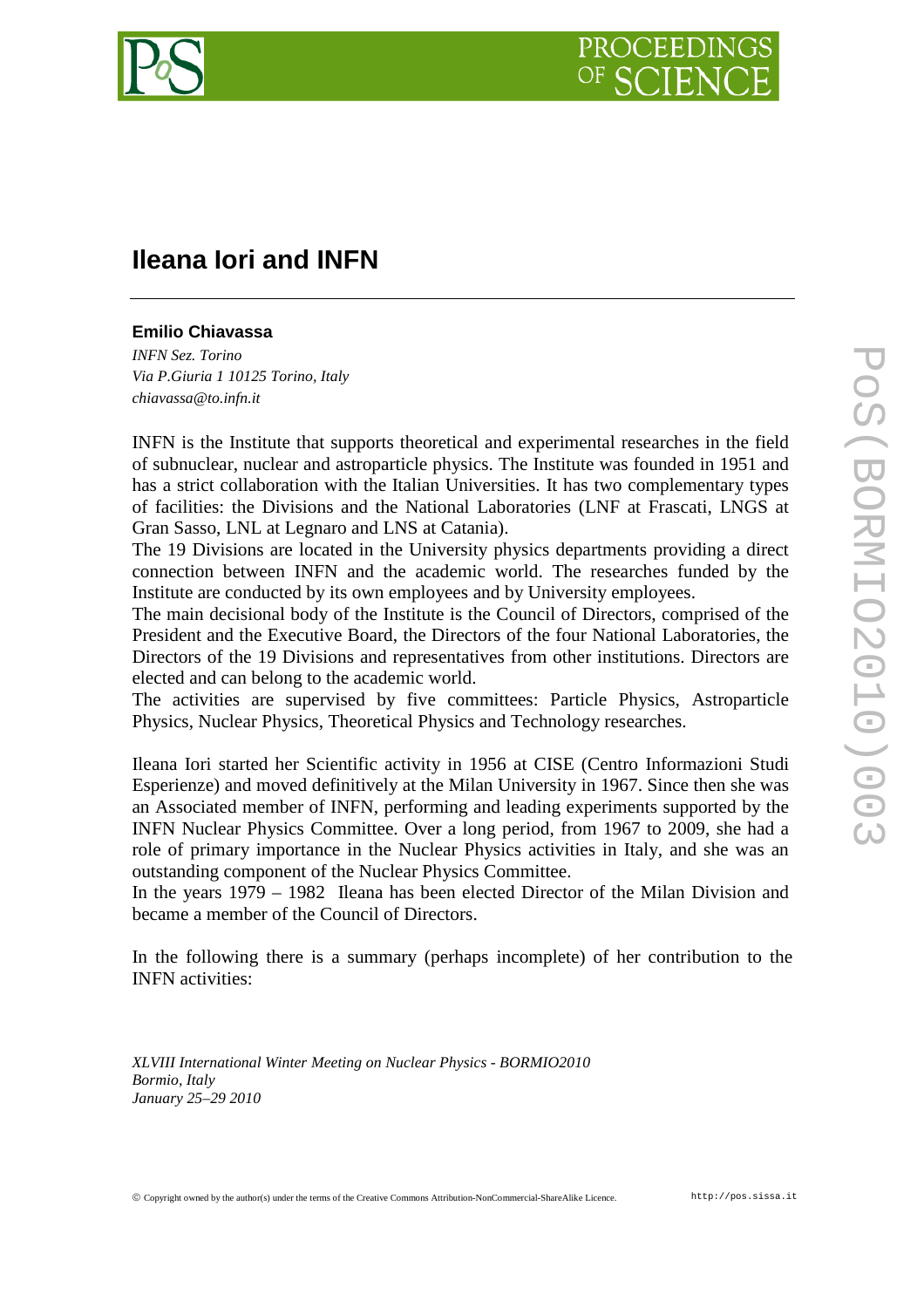# Ileana Iori and INFN

**Emilio Chiavassa**

*INFN Sez. Torino*
*Via P.Giuria 1 10125 Torino, Italy*
*chiavassa@to.infn.it*

INFN is the Institute that supports theoretical and experimental researches in the field of subnuclear, nuclear and astroparticle physics. The Institute was founded in 1951 and has a strict collaboration with the Italian Universities. It has two complementary types of facilities: the Divisions and the National Laboratories (LNF at Frascati, LNGS at Gran Sasso, LNL at Legnaro and LNS at Catania).

The 19 Divisions are located in the University physics departments providing a direct connection between INFN and the academic world. The researches funded by the Institute are conducted by its own employees and by University employees.

The main decisional body of the Institute is the Council of Directors, comprised of the President and the Executive Board, the Directors of the four National Laboratories, the Directors of the 19 Divisions and representatives from other institutions. Directors are elected and can belong to the academic world.

The activities are supervised by five committees: Particle Physics, Astroparticle Physics, Nuclear Physics, Theoretical Physics and Technology researches.

Ileana Iori started her Scientific activity in 1956 at CISE (Centro Informazioni Studi Esperienze) and moved definitively at the Milan University in 1967. Since then she was an Associated member of INFN, performing and leading experiments supported by the INFN Nuclear Physics Committee. Over a long period, from 1967 to 2009, she had a role of primary importance in the Nuclear Physics activities in Italy, and she was an outstanding component of the Nuclear Physics Committee.

In the years 1979 – 1982 Ileana has been elected Director of the Milan Division and became a member of the Council of Directors.

In the following there is a summary (perhaps incomplete) of her contribution to the INFN activities:

*XLVIII International Winter Meeting on Nuclear Physics - BORMIO2010*
*Bormio, Italy*
*January 25–29 2010*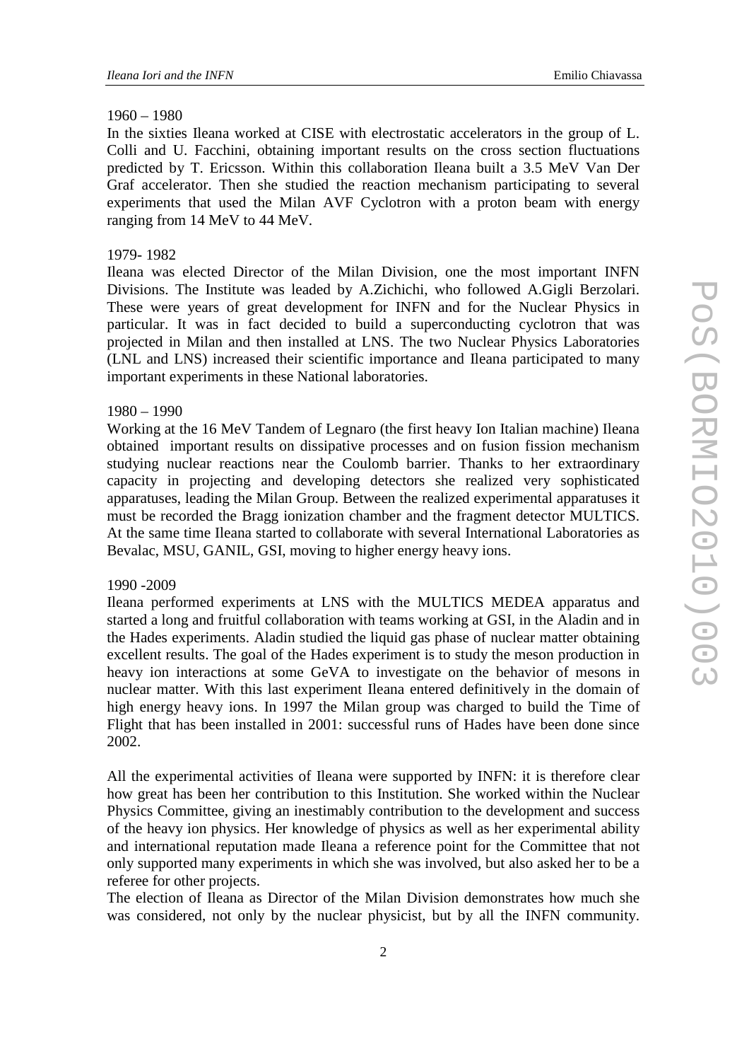1960 – 1980

In the sixties Ileana worked at CISE with electrostatic accelerators in the group of L. Colli and U. Facchini, obtaining important results on the cross section fluctuations predicted by T. Ericsson. Within this collaboration Ileana built a 3.5 MeV Van Der Graf accelerator. Then she studied the reaction mechanism participating to several experiments that used the Milan AVF Cyclotron with a proton beam with energy ranging from 14 MeV to 44 MeV.

1979- 1982

Ileana was elected Director of the Milan Division, one the most important INFN Divisions. The Institute was leaded by A.Zichichi, who followed A.Gigli Berzolari. These were years of great development for INFN and for the Nuclear Physics in particular. It was in fact decided to build a superconducting cyclotron that was projected in Milan and then installed at LNS. The two Nuclear Physics Laboratories (LNL and LNS) increased their scientific importance and Ileana participated to many important experiments in these National laboratories.

1980 – 1990

Working at the 16 MeV Tandem of Legnaro (the first heavy Ion Italian machine) Ileana obtained important results on dissipative processes and on fusion fission mechanism studying nuclear reactions near the Coulomb barrier. Thanks to her extraordinary capacity in projecting and developing detectors she realized very sophisticated apparatuses, leading the Milan Group. Between the realized experimental apparatuses it must be recorded the Bragg ionization chamber and the fragment detector MULTICS. At the same time Ileana started to collaborate with several International Laboratories as Bevalac, MSU, GANIL, GSI, moving to higher energy heavy ions.

1990 -2009

Ileana performed experiments at LNS with the MULTICS MEDEA apparatus and started a long and fruitful collaboration with teams working at GSI, in the Aladin and in the Hades experiments. Aladin studied the liquid gas phase of nuclear matter obtaining excellent results. The goal of the Hades experiment is to study the meson production in heavy ion interactions at some GeVA to investigate on the behavior of mesons in nuclear matter. With this last experiment Ileana entered definitively in the domain of high energy heavy ions. In 1997 the Milan group was charged to build the Time of Flight that has been installed in 2001: successful runs of Hades have been done since 2002.

All the experimental activities of Ileana were supported by INFN: it is therefore clear how great has been her contribution to this Institution. She worked within the Nuclear Physics Committee, giving an inestimably contribution to the development and success of the heavy ion physics. Her knowledge of physics as well as her experimental ability and international reputation made Ileana a reference point for the Committee that not only supported many experiments in which she was involved, but also asked her to be a referee for other projects.
The election of Ileana as Director of the Milan Division demonstrates how much she was considered, not only by the nuclear physicist, but by all the INFN community.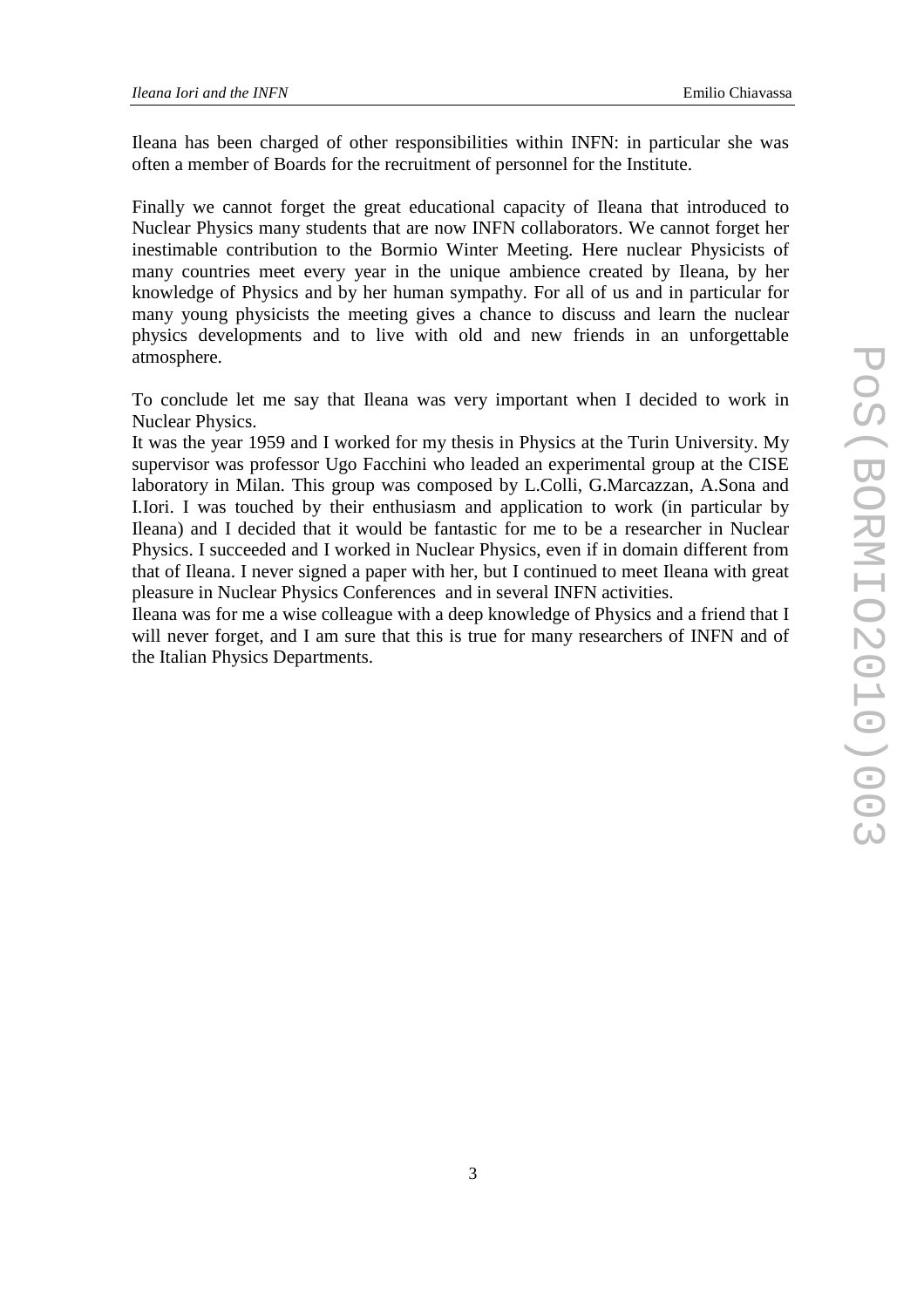Ileana has been charged of other responsibilities within INFN: in particular she was often a member of Boards for the recruitment of personnel for the Institute.

Finally we cannot forget the great educational capacity of Ileana that introduced to Nuclear Physics many students that are now INFN collaborators. We cannot forget her inestimable contribution to the Bormio Winter Meeting. Here nuclear Physicists of many countries meet every year in the unique ambience created by Ileana, by her knowledge of Physics and by her human sympathy. For all of us and in particular for many young physicists the meeting gives a chance to discuss and learn the nuclear physics developments and to live with old and new friends in an unforgettable atmosphere.

To conclude let me say that Ileana was very important when I decided to work in Nuclear Physics.
It was the year 1959 and I worked for my thesis in Physics at the Turin University. My supervisor was professor Ugo Facchini who leaded an experimental group at the CISE laboratory in Milan. This group was composed by L.Colli, G.Marcazzan, A.Sona and I.Iori. I was touched by their enthusiasm and application to work (in particular by Ileana) and I decided that it would be fantastic for me to be a researcher in Nuclear Physics. I succeeded and I worked in Nuclear Physics, even if in domain different from that of Ileana. I never signed a paper with her, but I continued to meet Ileana with great pleasure in Nuclear Physics Conferences and in several INFN activities.
Ileana was for me a wise colleague with a deep knowledge of Physics and a friend that I will never forget, and I am sure that this is true for many researchers of INFN and of the Italian Physics Departments.